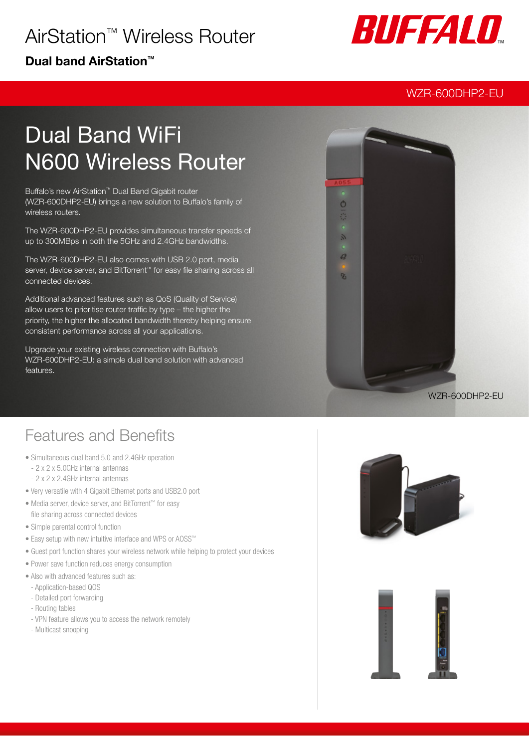# AirStation™ Wireless Router

**Dual band AirStation™**

BUFFALO™

WZR-600DHP2-EU

## Dual Band WiFi N600 Wireless Router

Buffalo's new AirStation™ Dual Band Gigabit router (WZR-600DHP2-EU) brings a new solution to Buffalo's family of wireless routers.

The WZR-600DHP2-EU provides simultaneous transfer speeds of up to 300MBps in both the 5GHz and 2.4GHz bandwidths.

The WZR-600DHP2-EU also comes with USB 2.0 port, media server, device server, and BitTorrent™ for easy file sharing across all connected devices.

Additional advanced features such as QoS (Quality of Service) allow users to prioritise router traffic by type – the higher the priority, the higher the allocated bandwidth thereby helping ensure consistent performance across all your applications.

Upgrade your existing wireless connection with Buffalo's WZR-600DHP2-EU: a simple dual band solution with advanced features.

WZR-600DHP2-EU

## Features and Benefits

- Simultaneous dual band 5.0 and 2.4GHz operation
  - 2 x 2 x 5.0GHz internal antennas
  - 2 x 2 x 2.4GHz internal antennas
- Very versatile with 4 Gigabit Ethernet ports and USB2.0 port
- Media server, device server, and BitTorrent™ for easy file sharing across connected devices
- Simple parental control function
- Easy setup with new intuitive interface and WPS or AOSS™
- Guest port function shares your wireless network while helping to protect your devices
- Power save function reduces energy consumption
- Also with advanced features such as:
  - Application-based QOS
  - Detailed port forwarding
  - Routing tables
  - VPN feature allows you to access the network remotely
  - Multicast snooping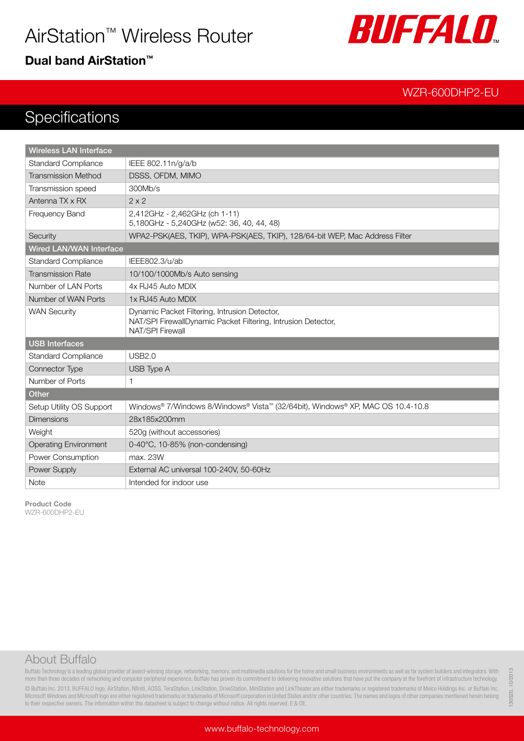# AirStation™ Wireless Router

**Dual band AirStation™**

BUFFALO

WZR-600DHP2-EU

## Specifications

| | |
|---|---|
| **Wireless LAN Interface** | |
| Standard Compliance | IEEE 802.11n/g/a/b |
| Transmission Method | DSSS, OFDM, MIMO |
| Transmission speed | 300Mb/s |
| Antenna TX x RX | 2 x 2 |
| Frequency Band | 2,412GHz - 2,462GHz (ch 1-11)<br>5,180GHz - 5,240GHz (w52: 36, 40, 44, 48) |
| Security | WPA2-PSK(AES, TKIP), WPA-PSK(AES, TKIP), 128/64-bit WEP, Mac Address Filter |
| **Wired LAN/WAN Interface** | |
| Standard Compliance | IEEE802.3/u/ab |
| Transmission Rate | 10/100/1000Mb/s Auto sensing |
| Number of LAN Ports | 4x RJ45 Auto MDIX |
| Number of WAN Ports | 1x RJ45 Auto MDIX |
| WAN Security | Dynamic Packet Filtering, Intrusion Detector,<br>NAT/SPI FirewallDynamic Packet Filtering, Intrusion Detector,<br>NAT/SPI Firewall |
| **USB Interfaces** | |
| Standard Compliance | USB2.0 |
| Connector Type | USB Type A |
| Number of Ports | 1 |
| **Other** | |
| Setup Utility OS Support | Windows® 7/Windows 8/Windows® Vista™ (32/64bit), Windows® XP, MAC OS 10.4-10.8 |
| Dimensions | 28x185x200mm |
| Weight | 520g (without accessories) |
| Operating Environment | 0-40°C, 10-85% (non-condensing) |
| Power Consumption | max. 23W |
| Power Supply | External AC universal 100-240V, 50-60Hz |
| Note | Intended for indoor use |

**Product Code**
WZR-600DHP2-EU

## About Buffalo

Buffalo Technology is a leading global provider of award-winning storage, networking, memory, and multimedia solutions for the home and small business environments as well as for system builders and integrators. With more than three decades of networking and computer peripheral experience, Buffalo has proven its commitment to delivering innovative solutions that have put the company at the forefront of infrastructure technology.

© Buffalo Inc. 2013. BUFFALO logo, AirStation, Nfiniti, AOSS, TeraStation, LinkStation, DriveStation, MiniStation and LinkTheater are either trademarks or registered trademarks of Melco Holdings Inc. or Buffalo Inc. Microsoft Windows and Microsoft logo are either registered trademarks or trademarks of Microsoft corporation in United States and/or other countries. The names and logos of other companies mentioned herein belong to their respective owners. The information within this datasheet is subject to change without notice. All rights reserved. E & OE.

130520, 10/2013

www.buffalo-technology.com